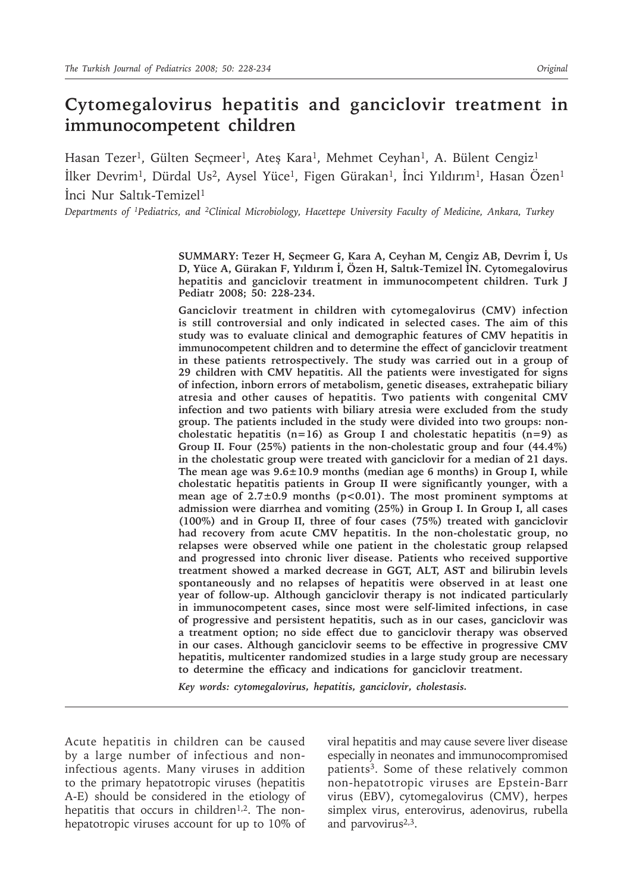# Cytomegalovirus hepatitis and ganciclovir treatment in immunocompetent children

Hasan Tezer[1], Gülten Seçmeer[1], Ateş Kara[1], Mehmet Ceyhan[1], A. Bülent Cengiz[1] İlker Devrim[1], Dürdal Us[2], Aysel Yüce[1], Figen Gürakan[1], İnci Yıldırım[1], Hasan Özen[1] İnci Nur Saltık-Temizel[1]

*Departments of [1]Pediatrics, and [2]Clinical Microbiology, Hacettepe University Faculty of Medicine, Ankara, Turkey*

**SUMMARY: Tezer H, Seçmeer G, Kara A, Ceyhan M, Cengiz AB, Devrim İ, Us D, Yüce A, Gürakan F, Yıldırım İ, Özen H, Saltık-Temizel İN. Cytomegalovirus hepatitis and ganciclovir treatment in immunocompetent children. Turk J Pediatr 2008; 50: 228-234.**

**Ganciclovir treatment in children with cytomegalovirus (CMV) infection is still controversial and only indicated in selected cases. The aim of this study was to evaluate clinical and demographic features of CMV hepatitis in immunocompetent children and to determine the effect of ganciclovir treatment in these patients retrospectively. The study was carried out in a group of 29 children with CMV hepatitis. All the patients were investigated for signs of infection, inborn errors of metabolism, genetic diseases, extrahepatic biliary atresia and other causes of hepatitis. Two patients with congenital CMV infection and two patients with biliary atresia were excluded from the study group. The patients included in the study were divided into two groups: non-cholestatic hepatitis (n=16) as Group I and cholestatic hepatitis (n=9) as Group II. Four (25%) patients in the non-cholestatic group and four (44.4%) in the cholestatic group were treated with ganciclovir for a median of 21 days. The mean age was 9.6±10.9 months (median age 6 months) in Group I, while cholestatic hepatitis patients in Group II were significantly younger, with a mean age of 2.7±0.9 months (p<0.01). The most prominent symptoms at admission were diarrhea and vomiting (25%) in Group I. In Group I, all cases (100%) and in Group II, three of four cases (75%) treated with ganciclovir had recovery from acute CMV hepatitis. In the non-cholestatic group, no relapses were observed while one patient in the cholestatic group relapsed and progressed into chronic liver disease. Patients who received supportive treatment showed a marked decrease in GGT, ALT, AST and bilirubin levels spontaneously and no relapses of hepatitis were observed in at least one year of follow-up. Although ganciclovir therapy is not indicated particularly in immunocompetent cases, since most were self-limited infections, in case of progressive and persistent hepatitis, such as in our cases, ganciclovir was a treatment option; no side effect due to ganciclovir therapy was observed in our cases. Although ganciclovir seems to be effective in progressive CMV hepatitis, multicenter randomized studies in a large study group are necessary to determine the efficacy and indications for ganciclovir treatment.**

***Key words: cytomegalovirus, hepatitis, ganciclovir, cholestasis.***

Acute hepatitis in children can be caused by a large number of infectious and non-infectious agents. Many viruses in addition to the primary hepatotropic viruses (hepatitis A-E) should be considered in the etiology of hepatitis that occurs in children[1,2]. The non-hepatotropic viruses account for up to 10% of viral hepatitis and may cause severe liver disease especially in neonates and immunocompromised patients[3]. Some of these relatively common non-hepatotropic viruses are Epstein-Barr virus (EBV), cytomegalovirus (CMV), herpes simplex virus, enterovirus, adenovirus, rubella and parvovirus[2,3].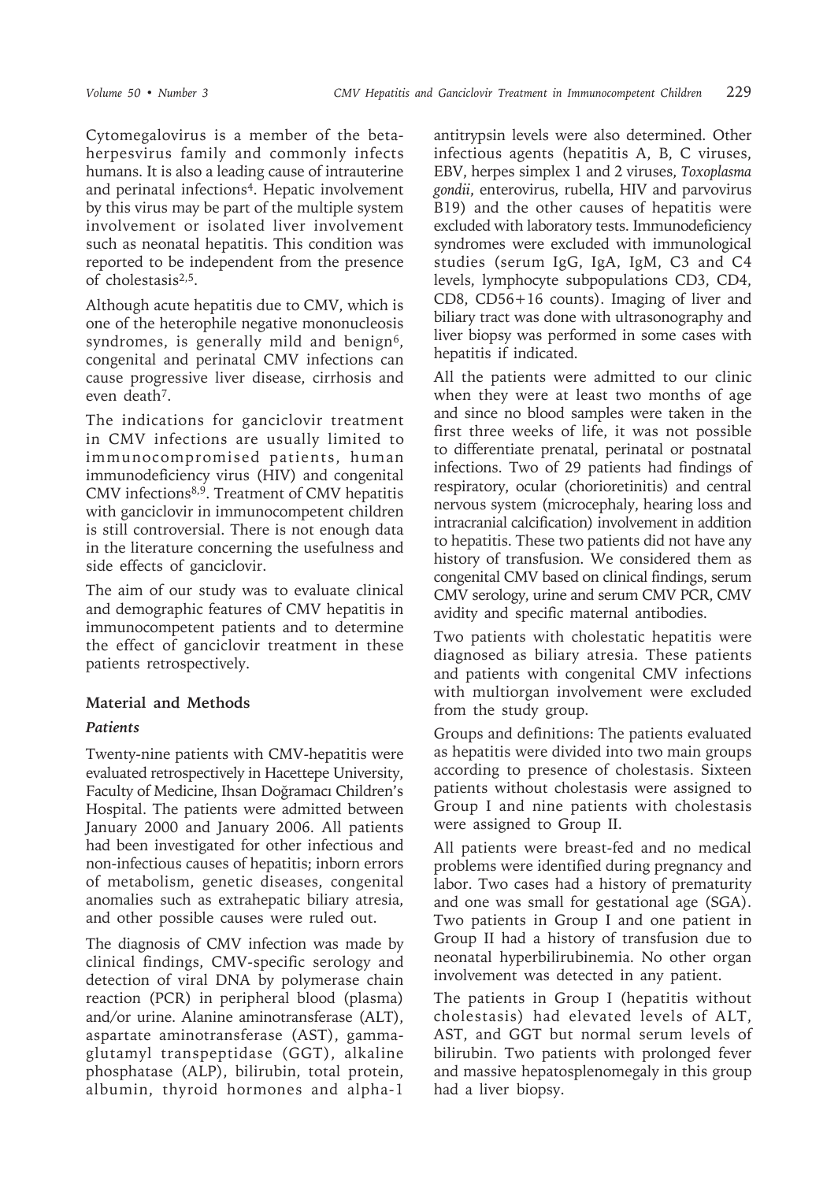Cytomegalovirus is a member of the betaherpesvirus family and commonly infects humans. It is also a leading cause of intrauterine and perinatal infections[4]. Hepatic involvement by this virus may be part of the multiple system involvement or isolated liver involvement such as neonatal hepatitis. This condition was reported to be independent from the presence of cholestasis[2,5].

Although acute hepatitis due to CMV, which is one of the heterophile negative mononucleosis syndromes, is generally mild and benign[6], congenital and perinatal CMV infections can cause progressive liver disease, cirrhosis and even death[7].

The indications for ganciclovir treatment in CMV infections are usually limited to immunocompromised patients, human immunodeficiency virus (HIV) and congenital CMV infections[8,9]. Treatment of CMV hepatitis with ganciclovir in immunocompetent children is still controversial. There is not enough data in the literature concerning the usefulness and side effects of ganciclovir.

The aim of our study was to evaluate clinical and demographic features of CMV hepatitis in immunocompetent patients and to determine the effect of ganciclovir treatment in these patients retrospectively.

## Material and Methods

### *Patients*

Twenty-nine patients with CMV-hepatitis were evaluated retrospectively in Hacettepe University, Faculty of Medicine, Ihsan Doğramacı Children's Hospital. The patients were admitted between January 2000 and January 2006. All patients had been investigated for other infectious and non-infectious causes of hepatitis; inborn errors of metabolism, genetic diseases, congenital anomalies such as extrahepatic biliary atresia, and other possible causes were ruled out.

The diagnosis of CMV infection was made by clinical findings, CMV-specific serology and detection of viral DNA by polymerase chain reaction (PCR) in peripheral blood (plasma) and/or urine. Alanine aminotransferase (ALT), aspartate aminotransferase (AST), gamma-glutamyl transpeptidase (GGT), alkaline phosphatase (ALP), bilirubin, total protein, albumin, thyroid hormones and alpha-1 antitrypsin levels were also determined. Other infectious agents (hepatitis A, B, C viruses, EBV, herpes simplex 1 and 2 viruses, *Toxoplasma gondii*, enterovirus, rubella, HIV and parvovirus B19) and the other causes of hepatitis were excluded with laboratory tests. Immunodeficiency syndromes were excluded with immunological studies (serum IgG, IgA, IgM, C3 and C4 levels, lymphocyte subpopulations CD3, CD4, CD8, CD56+16 counts). Imaging of liver and biliary tract was done with ultrasonography and liver biopsy was performed in some cases with hepatitis if indicated.

All the patients were admitted to our clinic when they were at least two months of age and since no blood samples were taken in the first three weeks of life, it was not possible to differentiate prenatal, perinatal or postnatal infections. Two of 29 patients had findings of respiratory, ocular (chorioretinitis) and central nervous system (microcephaly, hearing loss and intracranial calcification) involvement in addition to hepatitis. These two patients did not have any history of transfusion. We considered them as congenital CMV based on clinical findings, serum CMV serology, urine and serum CMV PCR, CMV avidity and specific maternal antibodies.

Two patients with cholestatic hepatitis were diagnosed as biliary atresia. These patients and patients with congenital CMV infections with multiorgan involvement were excluded from the study group.

Groups and definitions: The patients evaluated as hepatitis were divided into two main groups according to presence of cholestasis. Sixteen patients without cholestasis were assigned to Group I and nine patients with cholestasis were assigned to Group II.

All patients were breast-fed and no medical problems were identified during pregnancy and labor. Two cases had a history of prematurity and one was small for gestational age (SGA). Two patients in Group I and one patient in Group II had a history of transfusion due to neonatal hyperbilirubinemia. No other organ involvement was detected in any patient.

The patients in Group I (hepatitis without cholestasis) had elevated levels of ALT, AST, and GGT but normal serum levels of bilirubin. Two patients with prolonged fever and massive hepatosplenomegaly in this group had a liver biopsy.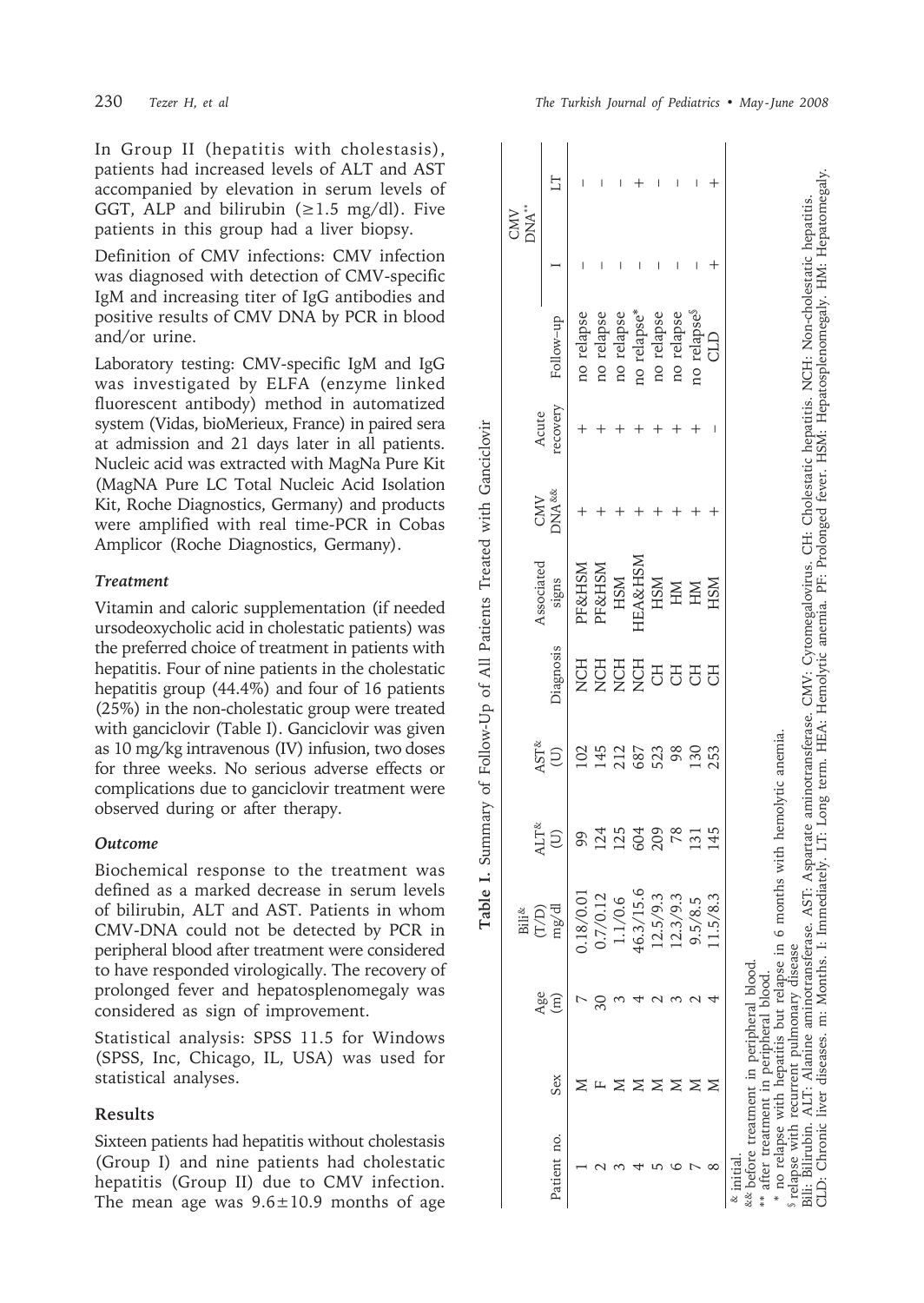In Group II (hepatitis with cholestasis), patients had increased levels of ALT and AST accompanied by elevation in serum levels of GGT, ALP and bilirubin (≥1.5 mg/dl). Five patients in this group had a liver biopsy.

Definition of CMV infections: CMV infection was diagnosed with detection of CMV-specific IgM and increasing titer of IgG antibodies and positive results of CMV DNA by PCR in blood and/or urine.

Laboratory testing: CMV-specific IgM and IgG was investigated by ELFA (enzyme linked fluorescent antibody) method in automatized system (Vidas, bioMerieux, France) in paired sera at admission and 21 days later in all patients. Nucleic acid was extracted with MagNa Pure Kit (MagNA Pure LC Total Nucleic Acid Isolation Kit, Roche Diagnostics, Germany) and products were amplified with real time-PCR in Cobas Amplicor (Roche Diagnostics, Germany).

### *Treatment*

Vitamin and caloric supplementation (if needed ursodeoxycholic acid in cholestatic patients) was the preferred choice of treatment in patients with hepatitis. Four of nine patients in the cholestatic hepatitis group (44.4%) and four of 16 patients (25%) in the non-cholestatic group were treated with ganciclovir (Table I). Ganciclovir was given as 10 mg/kg intravenous (IV) infusion, two doses for three weeks. No serious adverse effects or complications due to ganciclovir treatment were observed during or after therapy.

### *Outcome*

Biochemical response to the treatment was defined as a marked decrease in serum levels of bilirubin, ALT and AST. Patients in whom CMV-DNA could not be detected by PCR in peripheral blood after treatment were considered to have responded virologically. The recovery of prolonged fever and hepatosplenomegaly was considered as sign of improvement.

Statistical analysis: SPSS 11.5 for Windows (SPSS, Inc, Chicago, IL, USA) was used for statistical analyses.

## Results

Sixteen patients had hepatitis without cholestasis (Group I) and nine patients had cholestatic hepatitis (Group II) due to CMV infection. The mean age was 9.6±10.9 months of age

**Table I.** Summary of Follow-Up of All Patients Treated with Ganciclovir

| Patient no. | Sex | Age (m) | Bili[&] (T/D) mg/dl | ALT[&] (U) | AST[&] (U) | Diagnosis | Associated signs | CMV DNA[&&] | Acute recovery | Follow-up | CMV DNA[**] | |
|---|---|---|---|---|---|---|---|---|---|---|---|---|
| | | | | | | | | | | | I | LT |
| 1 | M | 7 | 0.18/0.01 | 99 | 102 | NCH | PF&HSM | + | + | no relapse | – | – |
| 2 | F | 30 | 0.7/0.12 | 124 | 145 | NCH | PF&HSM | + | + | no relapse | – | – |
| 3 | M | 3 | 1.1/0.6 | 125 | 212 | NCH | HSM | + | + | no relapse | – | – |
| 4 | M | 4 | 46.3/15.6 | 604 | 687 | NCH | HEA&HSM | + | + | no relapse* | – | + |
| 5 | M | 2 | 12.5/9.3 | 209 | 523 | CH | HSM | + | + | no relapse | – | – |
| 6 | M | 3 | 12.3/9.3 | 78 | 98 | CH | HM | + | + | no relapse | – | – |
| 7 | M | 2 | 9.5/8.5 | 131 | 130 | CH | HM | + | + | no relapse[§] | – | – |
| 8 | M | 4 | 11.5/8.3 | 145 | 253 | CH | HSM | + | – | CLD | + | + |

[&] initial.
[&&] before treatment in peripheral blood.
[**] after treatment in peripheral blood.
[*] no relapse with hepatitis but relapse in 6 months with hemolytic anemia.
[§] relapse with recurrent pulmonary disease
Bili: Bilirubin. ALT: Alanine aminotransferase. AST: Aspartate aminotransferase. CMV: Cytomegalovirus. CH: Cholestatic hepatitis. NCH: Non-cholestatic hepatitis. CLD: Chronic liver diseases. m: Months. I: Immediately. LT: Long term. HEA: Hemolytic anemia. PF: Prolonged fever. HSM: Hepatosplenomegaly. HM: Hepatomegaly.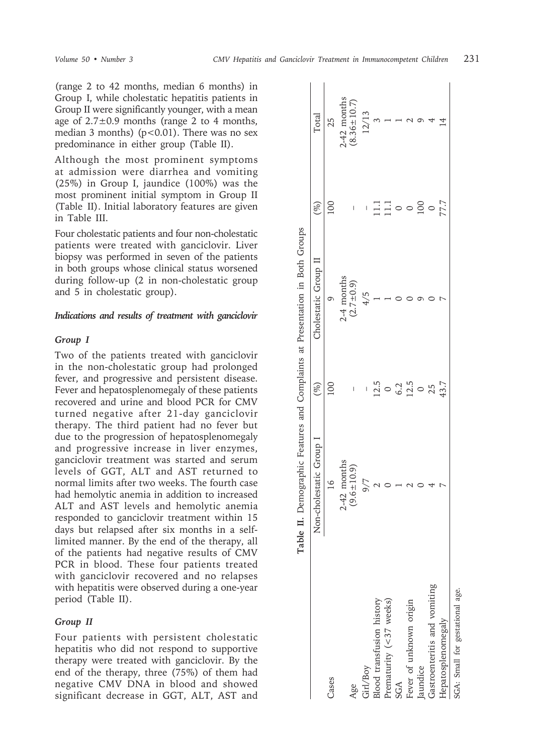(range 2 to 42 months, median 6 months) in Group I, while cholestatic hepatitis patients in Group II were significantly younger, with a mean age of 2.7±0.9 months (range 2 to 4 months, median 3 months) ($p<0.01$). There was no sex predominance in either group (Table II).

Although the most prominent symptoms at admission were diarrhea and vomiting (25%) in Group I, jaundice (100%) was the most prominent initial symptom in Group II (Table II). Initial laboratory features are given in Table III.

Four cholestatic patients and four non-cholestatic patients were treated with ganciclovir. Liver biopsy was performed in seven of the patients in both groups whose clinical status worsened during follow-up (2 in non-cholestatic group and 5 in cholestatic group).

### *Indications and results of treatment with ganciclovir*

#### *Group I*

Two of the patients treated with ganciclovir in the non-cholestatic group had prolonged fever, and progressive and persistent disease. Fever and hepatosplenomegaly of these patients recovered and urine and blood PCR for CMV turned negative after 21-day ganciclovir therapy. The third patient had no fever but due to the progression of hepatosplenomegaly and progressive increase in liver enzymes, ganciclovir treatment was started and serum levels of GGT, ALT and AST returned to normal limits after two weeks. The fourth case had hemolytic anemia in addition to increased ALT and AST levels and hemolytic anemia responded to ganciclovir treatment within 15 days but relapsed after six months in a self-limited manner. By the end of the therapy, all of the patients had negative results of CMV PCR in blood. These four patients treated with ganciclovir recovered and no relapses with hepatitis were observed during a one-year period (Table II).

#### *Group II*

Four patients with persistent cholestatic hepatitis who did not respond to supportive therapy were treated with ganciclovir. By the end of the therapy, three (75%) of them had negative CMV DNA in blood and showed significant decrease in GGT, ALT, AST and

**Table II.** Demographic Features and Complaints at Presentation in Both Groups

| | Non-cholestatic Group I | (%) | Cholestatic Group II | (%) | Total |
|---|---|---|---|---|---|
| Cases | 16 | 100 | 9 | 100 | 25 |
| Age | 2-42 months (9.6±10.9) | – | 2-4 months (2.7±0.9) | – | 2-42 months (8.36±10.7) |
| Girl/Boy | 9/7 | – | 4/5 | – | 12/13 |
| Blood transfusion history | 2 | 12.5 | 1 | 11.1 | 3 |
| Prematurity (<37 weeks) | 0 | 0 | 1 | 11.1 | 1 |
| SGA | 1 | 6.2 | 0 | 0 | 1 |
| Fever of unknown origin | 2 | 12.5 | 0 | 0 | 2 |
| Jaundice | 0 | 0 | 9 | 100 | 9 |
| Gastroenteritis and vomiting | 4 | 25 | 0 | 0 | 4 |
| Hepatosplenomegaly | 7 | 43.7 | 7 | 77.7 | 14 |

SGA: Small for gestational age.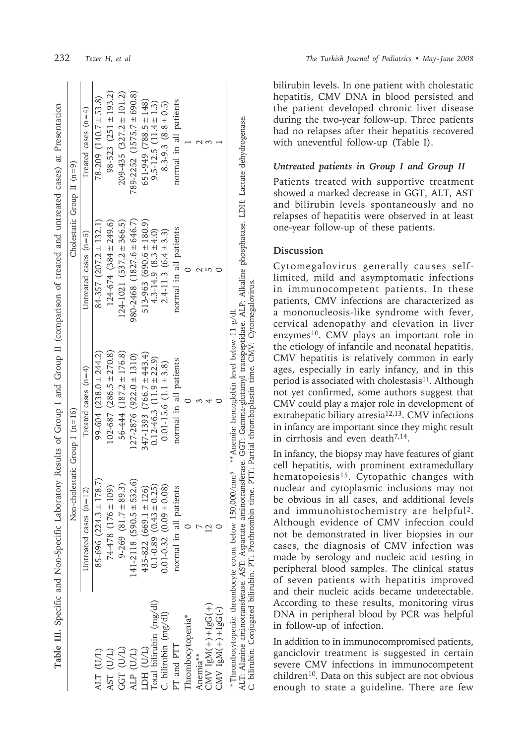**Table III.** Specific and Non-Specific Laboratory Results of Group I and Group II (comparison of treated and untreated cases) at Presentation

| | Non-cholestatic Group I (n=16) | | Cholestatic Group II (n=9) | |
|---|---|---|---|---|
| | Untreated cases (n=12) | Treated cases (n=4) | Untreated cases (n=5) | Treated cases (n=4) |
| ALT (U/L) | 85-696 (224.3 ± 178.7) | 99-604 (238.0 ± 244.2) | 84-357 (207.2 ± 132.1) | 78-209 (140.7 ± 53.8) |
| AST (U/L) | 74-478 (176 ± 109) | 102-687 (286.5 ± 270.8) | 124-674 (384 ± 249.6) | 98-523 (251 ± 193.2) |
| GGT (U/L) | 9-269 (81.7 ± 89.3) | 56-444 (187.2 ± 176.8) | 124-1021 (537.2 ± 366.5) | 209-435 (327.2 ± 101.2) |
| ALP (U/L) | 141-2118 (590.5 ± 532.6) | 127-2876 (922.0 ± 1310) | 980-2468 (1827.6 ± 646.7) | 789-2252 (1575.7 ± 690.8) |
| LDH (U/L) | 435-822 (669.1 ± 126) | 347-1393 (766.7 ± 443.4) | 513-963 (690.6 ± 180.9) | 651-949 (788.5 ± 148) |
| Total bilirubin (mg/dl) | 0.1-0.89 (0.43 ± 0.25) | 0.12-46.3 (11.9 ± 22.9) | 4.3-14.9 (8.3 ± 4.0) | 9.5-12.5 (11.4 ± 1.3) |
| C. bilirubin (mg/dl) | 0.01-0.32 (0.09 ± 0.08) | 0.01-15.6 (1.1 ± 3.8) | 2.4-11.3 (6.4 ± 3.3) | 8.3-9.3 (8.8 ± 0.5) |
| PT and PTT | normal in all patients | normal in all patients | normal in all patients | normal in all patients |
| Thrombocytopenia* | 0 | 0 | 0 | 1 |
| Anemia** | 7 | 3 | 2 | 2 |
| CMV IgM(+)+IgG(+) | 12 | 4 | 5 | 3 |
| CMV IgM(+)+IgG(-) | 0 | 0 | 0 | 1 |

*Thrombocytopenia: thrombocyte count below 150,000/mm³. **Anemia: hemoglobin level below 11 g/dl.
ALT: Alanine aminotransferase. AST: Aspartate aminotransferase. GGT: Gamma-glutamyl transpeptidase. ALP: Alkaline phosphatase. LDH: Lactate dehydrogenase. C. bilirubin: Conjugated bilirubin. PT: Prothrombin time. PTT: Partial thromboplastin time. CMV: Cytomegalovirus.

bilirubin levels. In one patient with cholestatic hepatitis, CMV DNA in blood persisted and the patient developed chronic liver disease during the two-year follow-up. Three patients had no relapses after their hepatitis recovered with uneventful follow-up (Table I).

### *Untreated patients in Group I and Group II*

Patients treated with supportive treatment showed a marked decrease in GGT, ALT, AST and bilirubin levels spontaneously and no relapses of hepatitis were observed in at least one-year follow-up of these patients.

## Discussion

Cytomegalovirus generally causes self-limited, mild and asymptomatic infections in immunocompetent patients. In these patients, CMV infections are characterized as a mononucleosis-like syndrome with fever, cervical adenopathy and elevation in liver enzymes[10]. CMV plays an important role in the etiology of infantile and neonatal hepatitis. CMV hepatitis is relatively common in early ages, especially in early infancy, and in this period is associated with cholestasis[11]. Although not yet confirmed, some authors suggest that CMV could play a major role in development of extrahepatic biliary atresia[12,13]. CMV infections in infancy are important since they might result in cirrhosis and even death[7,14].

In infancy, the biopsy may have features of giant cell hepatitis, with prominent extramedullary hematopoiesis[15]. Cytopathic changes with nuclear and cytoplasmic inclusions may not be obvious in all cases, and additional levels and immunohistochemistry are helpful[2]. Although evidence of CMV infection could not be demonstrated in liver biopsies in our cases, the diagnosis of CMV infection was made by serology and nucleic acid testing in peripheral blood samples. The clinical status of seven patients with hepatitis improved and their nucleic acids became undetectable. According to these results, monitoring virus DNA in peripheral blood by PCR was helpful in follow-up of infection.

In addition to in immunocompromised patients, ganciclovir treatment is suggested in certain severe CMV infections in immunocompetent children[10]. Data on this subject are not obvious enough to state a guideline. There are few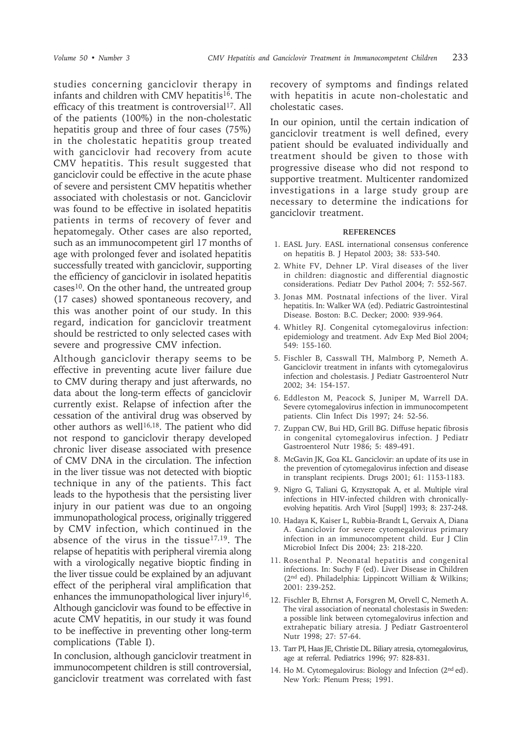studies concerning ganciclovir therapy in infants and children with CMV hepatitis[16]. The efficacy of this treatment is controversial[17]. All of the patients (100%) in the non-cholestatic hepatitis group and three of four cases (75%) in the cholestatic hepatitis group treated with ganciclovir had recovery from acute CMV hepatitis. This result suggested that ganciclovir could be effective in the acute phase of severe and persistent CMV hepatitis whether associated with cholestasis or not. Ganciclovir was found to be effective in isolated hepatitis patients in terms of recovery of fever and hepatomegaly. Other cases are also reported, such as an immunocompetent girl 17 months of age with prolonged fever and isolated hepatitis successfully treated with ganciclovir, supporting the efficiency of ganciclovir in isolated hepatitis cases[10]. On the other hand, the untreated group (17 cases) showed spontaneous recovery, and this was another point of our study. In this regard, indication for ganciclovir treatment should be restricted to only selected cases with severe and progressive CMV infection.

Although ganciclovir therapy seems to be effective in preventing acute liver failure due to CMV during therapy and just afterwards, no data about the long-term effects of ganciclovir currently exist. Relapse of infection after the cessation of the antiviral drug was observed by other authors as well[16,18]. The patient who did not respond to ganciclovir therapy developed chronic liver disease associated with presence of CMV DNA in the circulation. The infection in the liver tissue was not detected with bioptic technique in any of the patients. This fact leads to the hypothesis that the persisting liver injury in our patient was due to an ongoing immunopathological process, originally triggered by CMV infection, which continued in the absence of the virus in the tissue[17,19]. The relapse of hepatitis with peripheral viremia along with a virologically negative bioptic finding in the liver tissue could be explained by an adjuvant effect of the peripheral viral amplification that enhances the immunopathological liver injury[16]. Although ganciclovir was found to be effective in acute CMV hepatitis, in our study it was found to be ineffective in preventing other long-term complications (Table I).

In conclusion, although ganciclovir treatment in immunocompetent children is still controversial, ganciclovir treatment was correlated with fast recovery of symptoms and findings related with hepatitis in acute non-cholestatic and cholestatic cases.

In our opinion, until the certain indication of ganciclovir treatment is well defined, every patient should be evaluated individually and treatment should be given to those with progressive disease who did not respond to supportive treatment. Multicenter randomized investigations in a large study group are necessary to determine the indications for ganciclovir treatment.

## REFERENCES

1. EASL Jury. EASL international consensus conference on hepatitis B. J Hepatol 2003; 38: 533-540.
2. White FV, Dehner LP. Viral diseases of the liver in children: diagnostic and differential diagnostic considerations. Pediatr Dev Pathol 2004; 7: 552-567.
3. Jonas MM. Postnatal infections of the liver. Viral hepatitis. In: Walker WA (ed). Pediatric Gastrointestinal Disease. Boston: B.C. Decker; 2000: 939-964.
4. Whitley RJ. Congenital cytomegalovirus infection: epidemiology and treatment. Adv Exp Med Biol 2004; 549: 155-160.
5. Fischler B, Casswall TH, Malmborg P, Nemeth A. Ganciclovir treatment in infants with cytomegalovirus infection and cholestasis. J Pediatr Gastroenterol Nutr 2002; 34: 154-157.
6. Eddleston M, Peacock S, Juniper M, Warrell DA. Severe cytomegalovirus infection in immunocompetent patients. Clin Infect Dis 1997; 24: 52-56.
7. Zuppan CW, Bui HD, Grill BG. Diffuse hepatic fibrosis in congenital cytomegalovirus infection. J Pediatr Gastroenterol Nutr 1986; 5: 489-491.
8. McGavin JK, Goa KL. Ganciclovir: an update of its use in the prevention of cytomegalovirus infection and disease in transplant recipients. Drugs 2001; 61: 1153-1183.
9. Nigro G, Taliani G, Krzysztopak A, et al. Multiple viral infections in HIV-infected children with chronically-evolving hepatitis. Arch Virol [Suppl] 1993; 8: 237-248.
10. Hadaya K, Kaiser L, Rubbia-Brandt L, Gervaix A, Diana A. Ganciclovir for severe cytomegalovirus primary infection in an immunocompetent child. Eur J Clin Microbiol Infect Dis 2004; 23: 218-220.
11. Rosenthal P. Neonatal hepatitis and congenital infections. In: Suchy F (ed). Liver Disease in Children (2nd ed). Philadelphia: Lippincott William & Wilkins; 2001: 239-252.
12. Fischler B, Ehrnst A, Forsgren M, Orvell C, Nemeth A. The viral association of neonatal cholestasis in Sweden: a possible link between cytomegalovirus infection and extrahepatic biliary atresia. J Pediatr Gastroenterol Nutr 1998; 27: 57-64.
13. Tarr PI, Haas JE, Christie DL. Biliary atresia, cytomegalovirus, age at referral. Pediatrics 1996; 97: 828-831.
14. Ho M. Cytomegalovirus: Biology and Infection (2nd ed). New York: Plenum Press; 1991.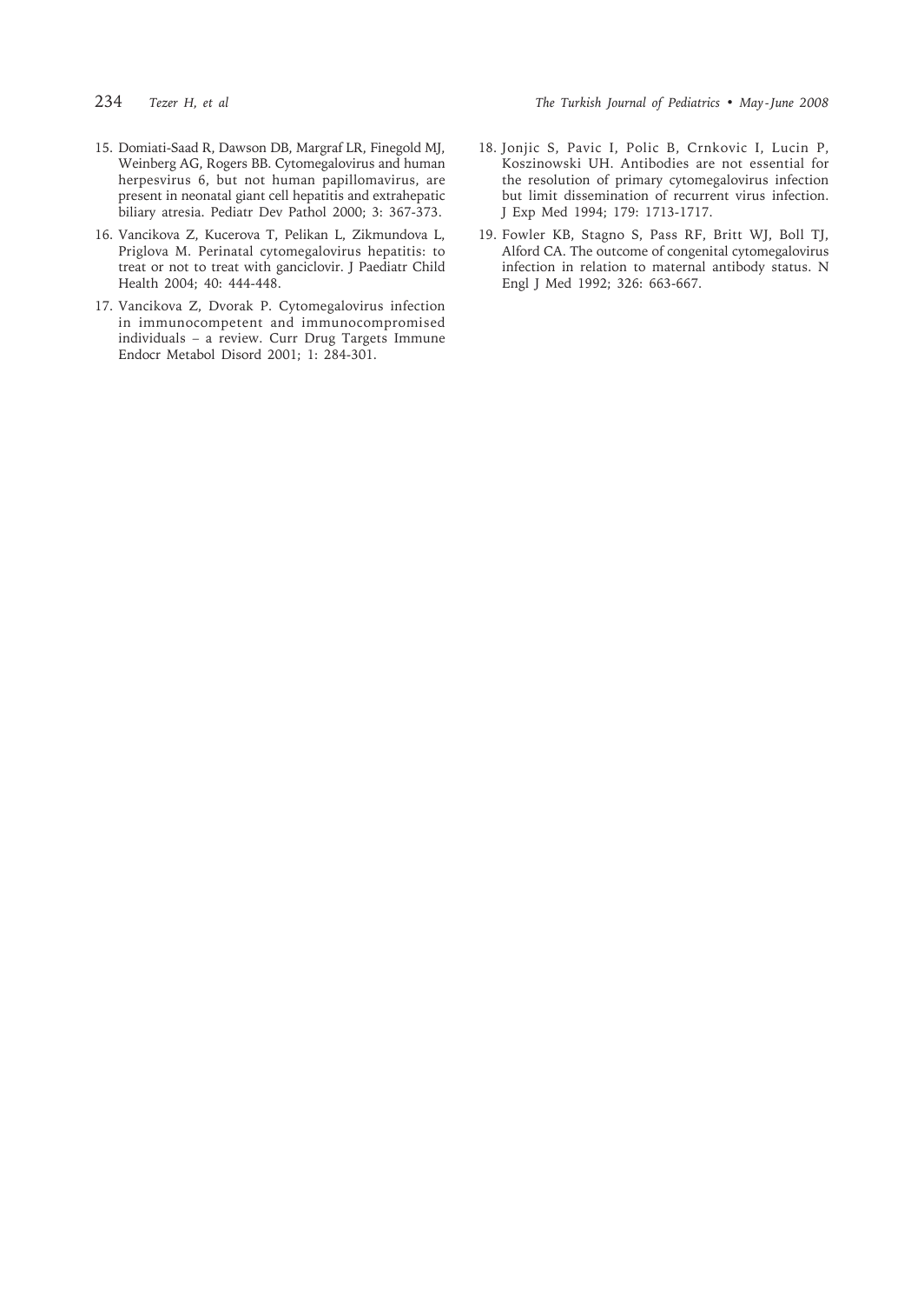15. Domiati-Saad R, Dawson DB, Margraf LR, Finegold MJ, Weinberg AG, Rogers BB. Cytomegalovirus and human herpesvirus 6, but not human papillomavirus, are present in neonatal giant cell hepatitis and extrahepatic biliary atresia. Pediatr Dev Pathol 2000; 3: 367-373.
16. Vancikova Z, Kucerova T, Pelikan L, Zikmundova L, Priglova M. Perinatal cytomegalovirus hepatitis: to treat or not to treat with ganciclovir. J Paediatr Child Health 2004; 40: 444-448.
17. Vancikova Z, Dvorak P. Cytomegalovirus infection in immunocompetent and immunocompromised individuals – a review. Curr Drug Targets Immune Endocr Metabol Disord 2001; 1: 284-301.
18. Jonjic S, Pavic I, Polic B, Crnkovic I, Lucin P, Koszinowski UH. Antibodies are not essential for the resolution of primary cytomegalovirus infection but limit dissemination of recurrent virus infection. J Exp Med 1994; 179: 1713-1717.
19. Fowler KB, Stagno S, Pass RF, Britt WJ, Boll TJ, Alford CA. The outcome of congenital cytomegalovirus infection in relation to maternal antibody status. N Engl J Med 1992; 326: 663-667.